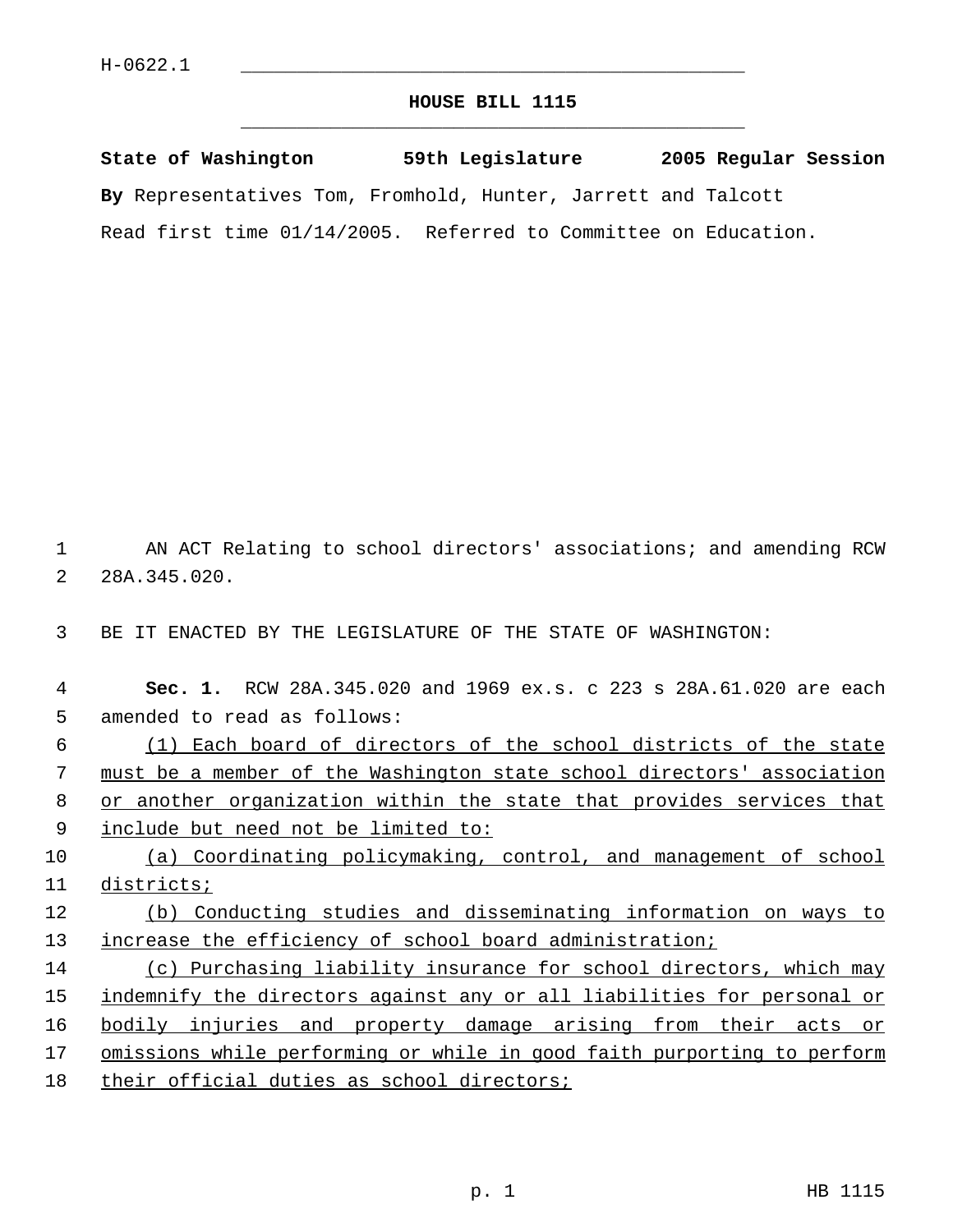H-0622.1

# HOUSE BILL 1115

**State of Washington 59th Legislature 2005 Regular Session**

**By** Representatives Tom, Fromhold, Hunter, Jarrett and Talcott

Read first time 01/14/2005. Referred to Committee on Education.

AN ACT Relating to school directors' associations; and amending RCW 28A.345.020.

BE IT ENACTED BY THE LEGISLATURE OF THE STATE OF WASHINGTON:

**Sec. 1.** RCW 28A.345.020 and 1969 ex.s. c 223 s 28A.61.020 are each amended to read as follows:

<u>(1) Each board of directors of the school districts of the state must be a member of the Washington state school directors' association or another organization within the state that provides services that include but need not be limited to:</u>

<u>(a) Coordinating policymaking, control, and management of school districts;</u>

<u>(b) Conducting studies and disseminating information on ways to increase the efficiency of school board administration;</u>

<u>(c) Purchasing liability insurance for school directors, which may indemnify the directors against any or all liabilities for personal or bodily injuries and property damage arising from their acts or omissions while performing or while in good faith purporting to perform their official duties as school directors;</u>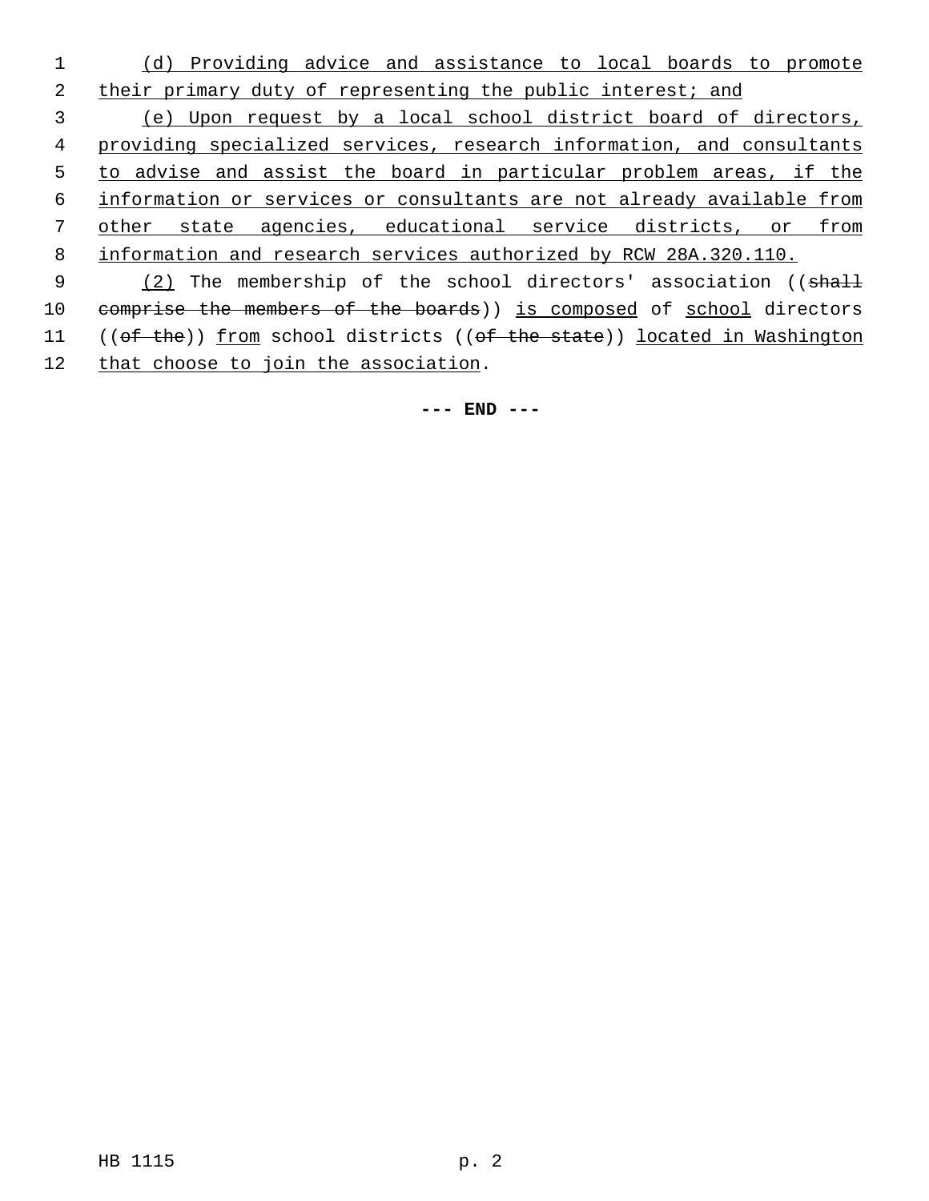(d) Providing advice and assistance to local boards to promote their primary duty of representing the public interest; and

(e) Upon request by a local school district board of directors, providing specialized services, research information, and consultants to advise and assist the board in particular problem areas, if the information or services or consultants are not already available from other state agencies, educational service districts, or from information and research services authorized by RCW 28A.320.110.

(2) The membership of the school directors' association ((~~shall comprise the members of the boards~~)) is composed of school directors ((~~of the~~)) from school districts ((~~of the state~~)) located in Washington that choose to join the association.

**--- END ---**